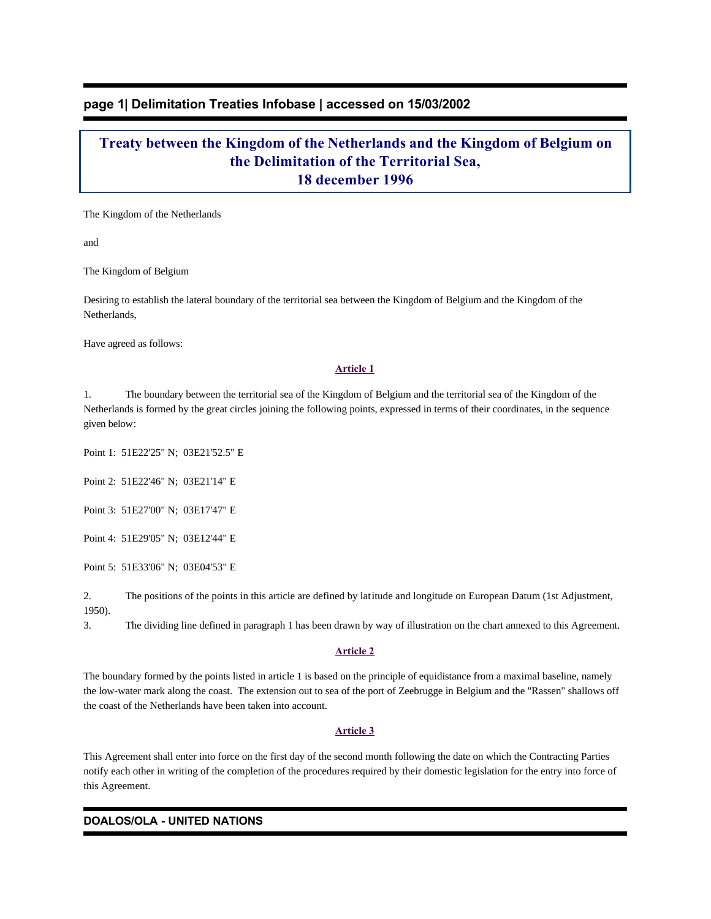# Treaty between the Kingdom of the Netherlands and the Kingdom of Belgium on the Delimitation of the Territorial Sea, 18 december 1996

The Kingdom of the Netherlands

and

The Kingdom of Belgium

Desiring to establish the lateral boundary of the territorial sea between the Kingdom of Belgium and the Kingdom of the Netherlands,

Have agreed as follows:

## Article 1

1. The boundary between the territorial sea of the Kingdom of Belgium and the territorial sea of the Kingdom of the Netherlands is formed by the great circles joining the following points, expressed in terms of their coordinates, in the sequence given below:

Point 1: 51E22'25" N; 03E21'52.5" E

Point 2: 51E22'46" N; 03E21'14" E

Point 3: 51E27'00" N; 03E17'47" E

Point 4: 51E29'05" N; 03E12'44" E

Point 5: 51E33'06" N; 03E04'53" E

2. The positions of the points in this article are defined by latitude and longitude on European Datum (1st Adjustment, 1950).

3. The dividing line defined in paragraph 1 has been drawn by way of illustration on the chart annexed to this Agreement.

## Article 2

The boundary formed by the points listed in article 1 is based on the principle of equidistance from a maximal baseline, namely the low-water mark along the coast. The extension out to sea of the port of Zeebrugge in Belgium and the "Rassen" shallows off the coast of the Netherlands have been taken into account.

## Article 3

This Agreement shall enter into force on the first day of the second month following the date on which the Contracting Parties notify each other in writing of the completion of the procedures required by their domestic legislation for the entry into force of this Agreement.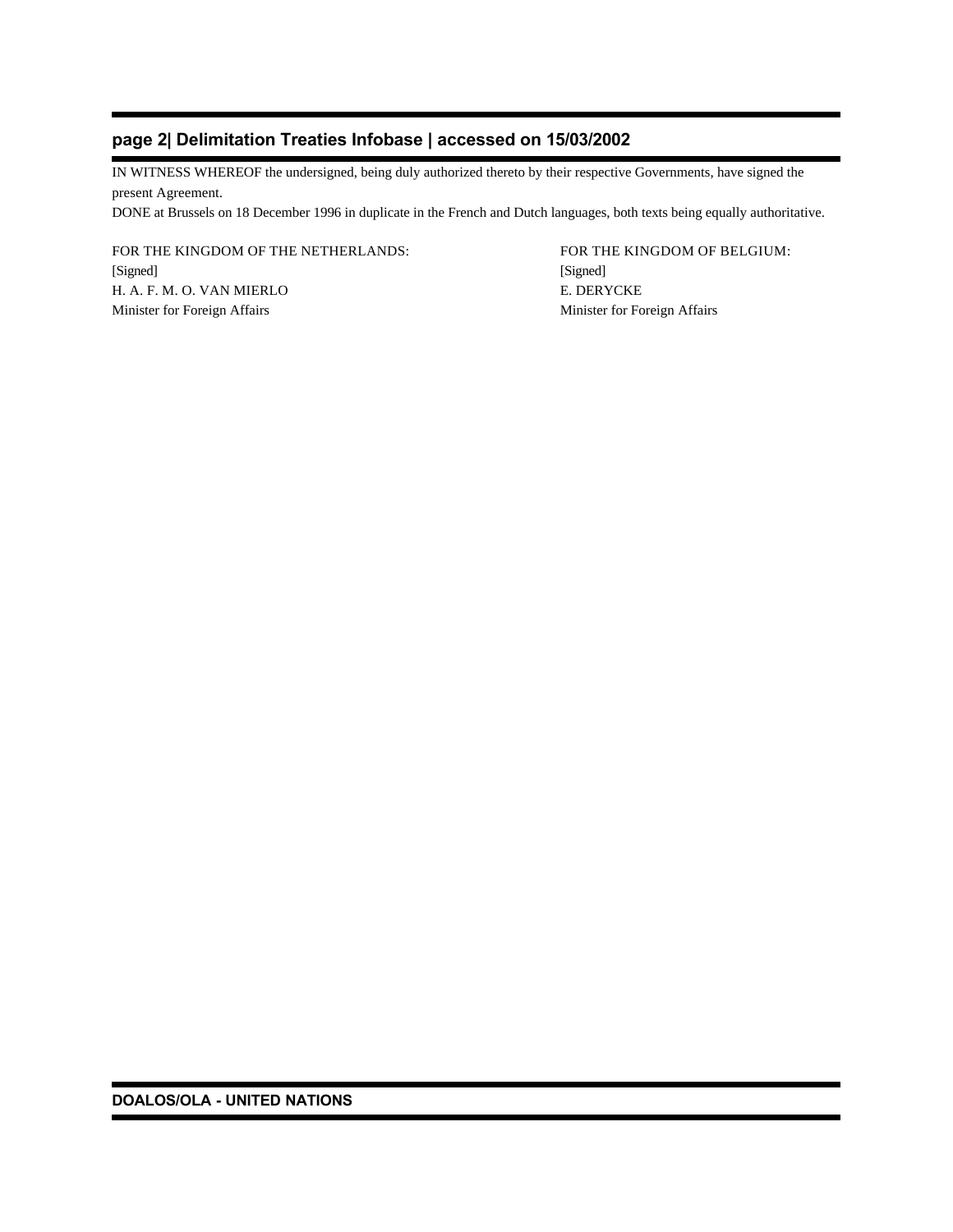IN WITNESS WHEREOF the undersigned, being duly authorized thereto by their respective Governments, have signed the present Agreement.

DONE at Brussels on 18 December 1996 in duplicate in the French and Dutch languages, both texts being equally authoritative.

FOR THE KINGDOM OF THE NETHERLANDS:
[Signed]
H. A. F. M. O. VAN MIERLO
Minister for Foreign Affairs

FOR THE KINGDOM OF BELGIUM:
[Signed]
E. DERYCKE
Minister for Foreign Affairs